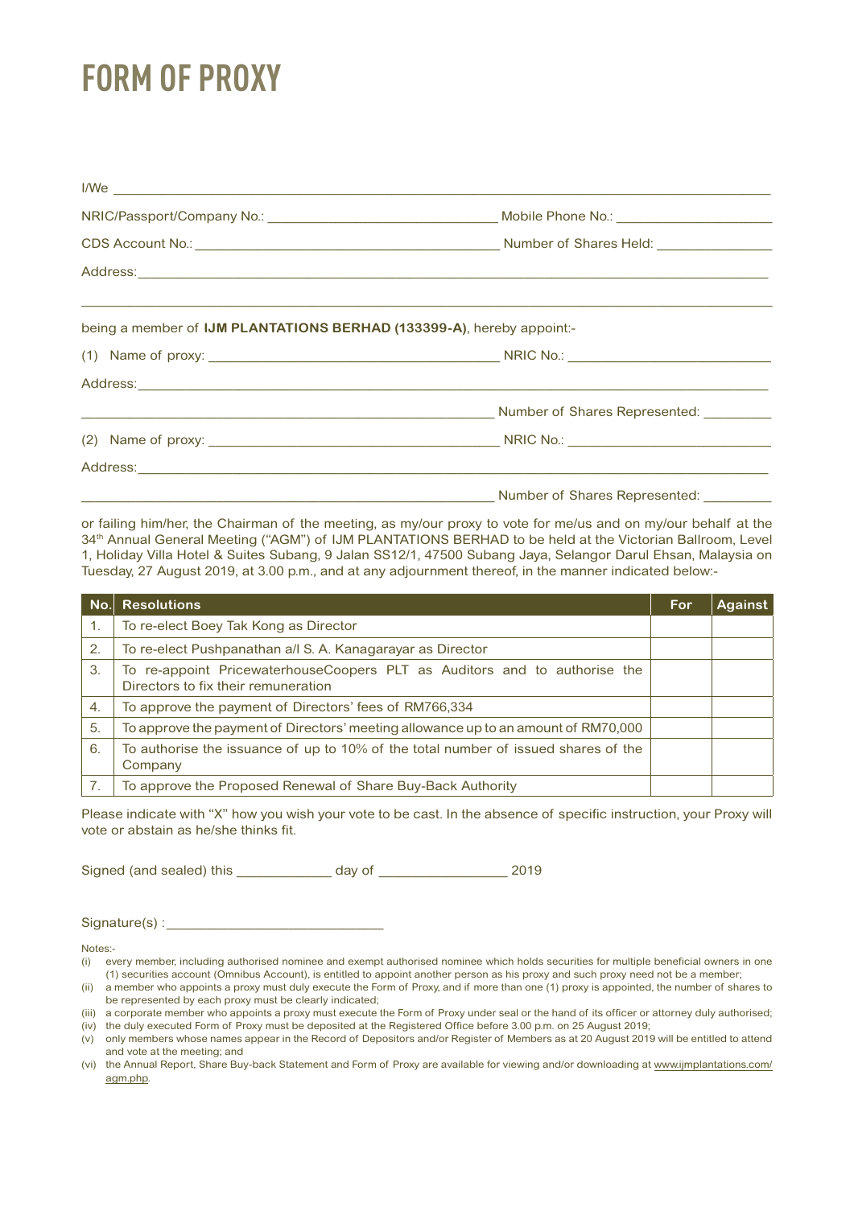# FORM OF PROXY

I/We ______________________________________________________________________________

NRIC/Passport/Company No.: ______________________________ Mobile Phone No.: ____________________

CDS Account No.: ________________________________________ Number of Shares Held: _______________

Address: ___________________________________________________________________________

_____________________________________________________________________________________

being a member of **IJM PLANTATIONS BERHAD (133399-A)**, hereby appoint:-

(1) Name of proxy: _____________________________________ NRIC No.: __________________________

Address: ___________________________________________________________________________

_______________________________________________________ Number of Shares Represented: _________

(2) Name of proxy: _____________________________________ NRIC No.: __________________________

Address: ___________________________________________________________________________

_______________________________________________________ Number of Shares Represented: _________

or failing him/her, the Chairman of the meeting, as my/our proxy to vote for me/us and on my/our behalf at the 34th Annual General Meeting ("AGM") of IJM PLANTATIONS BERHAD to be held at the Victorian Ballroom, Level 1, Holiday Villa Hotel & Suites Subang, 9 Jalan SS12/1, 47500 Subang Jaya, Selangor Darul Ehsan, Malaysia on Tuesday, 27 August 2019, at 3.00 p.m., and at any adjournment thereof, in the manner indicated below:-

| No. | Resolutions | For | Against |
|---|---|---|---|
| 1. | To re-elect Boey Tak Kong as Director | | |
| 2. | To re-elect Pushpanathan a/l S. A. Kanagarayar as Director | | |
| 3. | To re-appoint PricewaterhouseCoopers PLT as Auditors and to authorise the Directors to fix their remuneration | | |
| 4. | To approve the payment of Directors' fees of RM766,334 | | |
| 5. | To approve the payment of Directors' meeting allowance up to an amount of RM70,000 | | |
| 6. | To authorise the issuance of up to 10% of the total number of issued shares of the Company | | |
| 7. | To approve the Proposed Renewal of Share Buy-Back Authority | | |

Please indicate with "X" how you wish your vote to be cast. In the absence of specific instruction, your Proxy will vote or abstain as he/she thinks fit.

Signed (and sealed) this ____________ day of _________________ 2019

Signature(s) : ____________________________

Notes:-

(i) every member, including authorised nominee and exempt authorised nominee which holds securities for multiple beneficial owners in one (1) securities account (Omnibus Account), is entitled to appoint another person as his proxy and such proxy need not be a member;

(ii) a member who appoints a proxy must duly execute the Form of Proxy, and if more than one (1) proxy is appointed, the number of shares to be represented by each proxy must be clearly indicated;

(iii) a corporate member who appoints a proxy must execute the Form of Proxy under seal or the hand of its officer or attorney duly authorised;

(iv) the duly executed Form of Proxy must be deposited at the Registered Office before 3.00 p.m. on 25 August 2019;

(v) only members whose names appear in the Record of Depositors and/or Register of Members as at 20 August 2019 will be entitled to attend and vote at the meeting; and

(vi) the Annual Report, Share Buy-back Statement and Form of Proxy are available for viewing and/or downloading at www.ijmplantations.com/agm.php.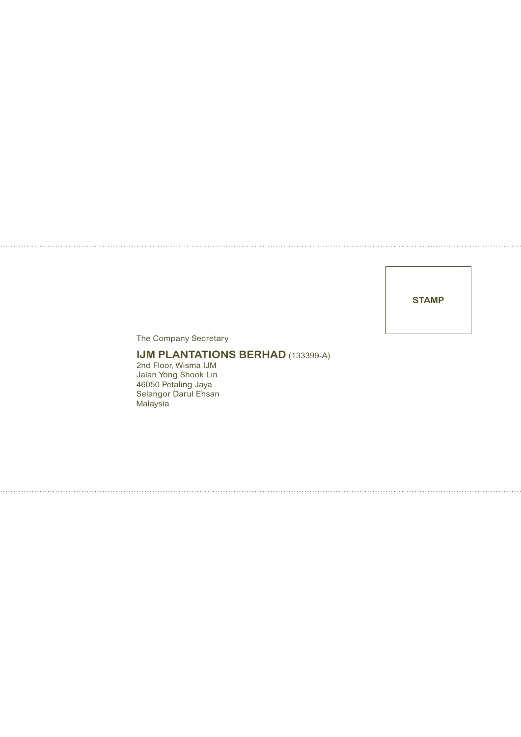STAMP

The Company Secretary

**IJM PLANTATIONS BERHAD** (133399-A)
2nd Floor, Wisma IJM
Jalan Yong Shook Lin
46050 Petaling Jaya
Selangor Darul Ehsan
Malaysia